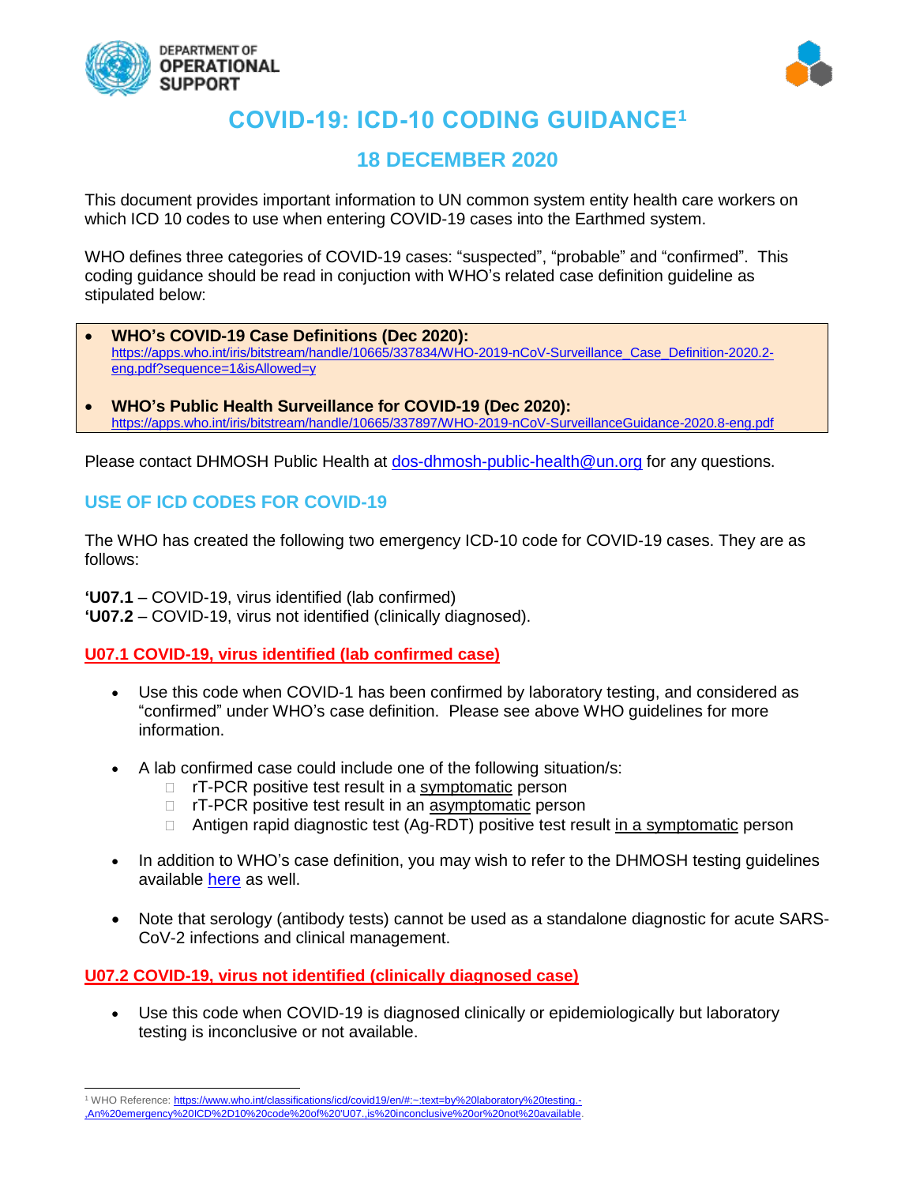DEPARTMENT OF OPERATIONAL SUPPORT

# COVID-19: ICD-10 CODING GUIDANCE[1]

## 18 DECEMBER 2020

This document provides important information to UN common system entity health care workers on which ICD 10 codes to use when entering COVID-19 cases into the Earthmed system.

WHO defines three categories of COVID-19 cases: "suspected", "probable" and "confirmed". This coding guidance should be read in conjuction with WHO's related case definition guideline as stipulated below:

- **WHO's COVID-19 Case Definitions (Dec 2020):** https://apps.who.int/iris/bitstream/handle/10665/337834/WHO-2019-nCoV-Surveillance_Case_Definition-2020.2-eng.pdf?sequence=1&isAllowed=y
- **WHO's Public Health Surveillance for COVID-19 (Dec 2020):** https://apps.who.int/iris/bitstream/handle/10665/337897/WHO-2019-nCoV-SurveillanceGuidance-2020.8-eng.pdf

Please contact DHMOSH Public Health at dos-dhmosh-public-health@un.org for any questions.

## USE OF ICD CODES FOR COVID-19

The WHO has created the following two emergency ICD-10 code for COVID-19 cases. They are as follows:

**'U07.1** – COVID-19, virus identified (lab confirmed)
**'U07.2** – COVID-19, virus not identified (clinically diagnosed).

### U07.1 COVID-19, virus identified (lab confirmed case)

- Use this code when COVID-1 has been confirmed by laboratory testing, and considered as "confirmed" under WHO's case definition. Please see above WHO guidelines for more information.
- A lab confirmed case could include one of the following situation/s:
  - rT-PCR positive test result in a symptomatic person
  - rT-PCR positive test result in an asymptomatic person
  - Antigen rapid diagnostic test (Ag-RDT) positive test result in a symptomatic person
- In addition to WHO's case definition, you may wish to refer to the DHMOSH testing guidelines available here as well.
- Note that serology (antibody tests) cannot be used as a standalone diagnostic for acute SARS-CoV-2 infections and clinical management.

### U07.2 COVID-19, virus not identified (clinically diagnosed case)

- Use this code when COVID-19 is diagnosed clinically or epidemiologically but laboratory testing is inconclusive or not available.

---

[1] WHO Reference: https://www.who.int/classifications/icd/covid19/en/#:~:text=by%20laboratory%20testing.-,An%20emergency%20ICD%2D10%20code%20of%20'U07.,is%20inconclusive%20or%20not%20available.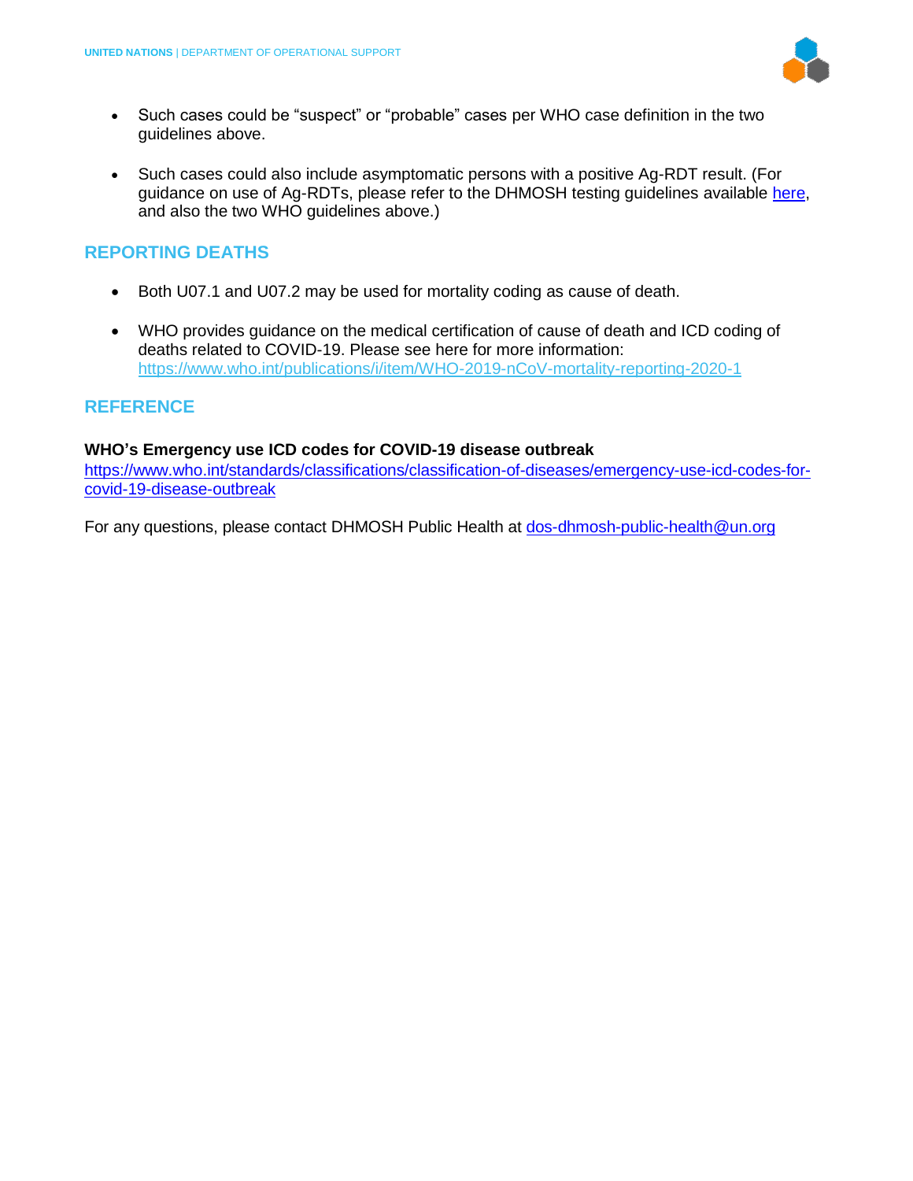- Such cases could be "suspect" or "probable" cases per WHO case definition in the two guidelines above.

- Such cases could also include asymptomatic persons with a positive Ag-RDT result. (For guidance on use of Ag-RDTs, please refer to the DHMOSH testing guidelines available here, and also the two WHO guidelines above.)

## REPORTING DEATHS

- Both U07.1 and U07.2 may be used for mortality coding as cause of death.

- WHO provides guidance on the medical certification of cause of death and ICD coding of deaths related to COVID-19. Please see here for more information: https://www.who.int/publications/i/item/WHO-2019-nCoV-mortality-reporting-2020-1

## REFERENCE

**WHO's Emergency use ICD codes for COVID-19 disease outbreak**
https://www.who.int/standards/classifications/classification-of-diseases/emergency-use-icd-codes-for-covid-19-disease-outbreak

For any questions, please contact DHMOSH Public Health at dos-dhmosh-public-health@un.org